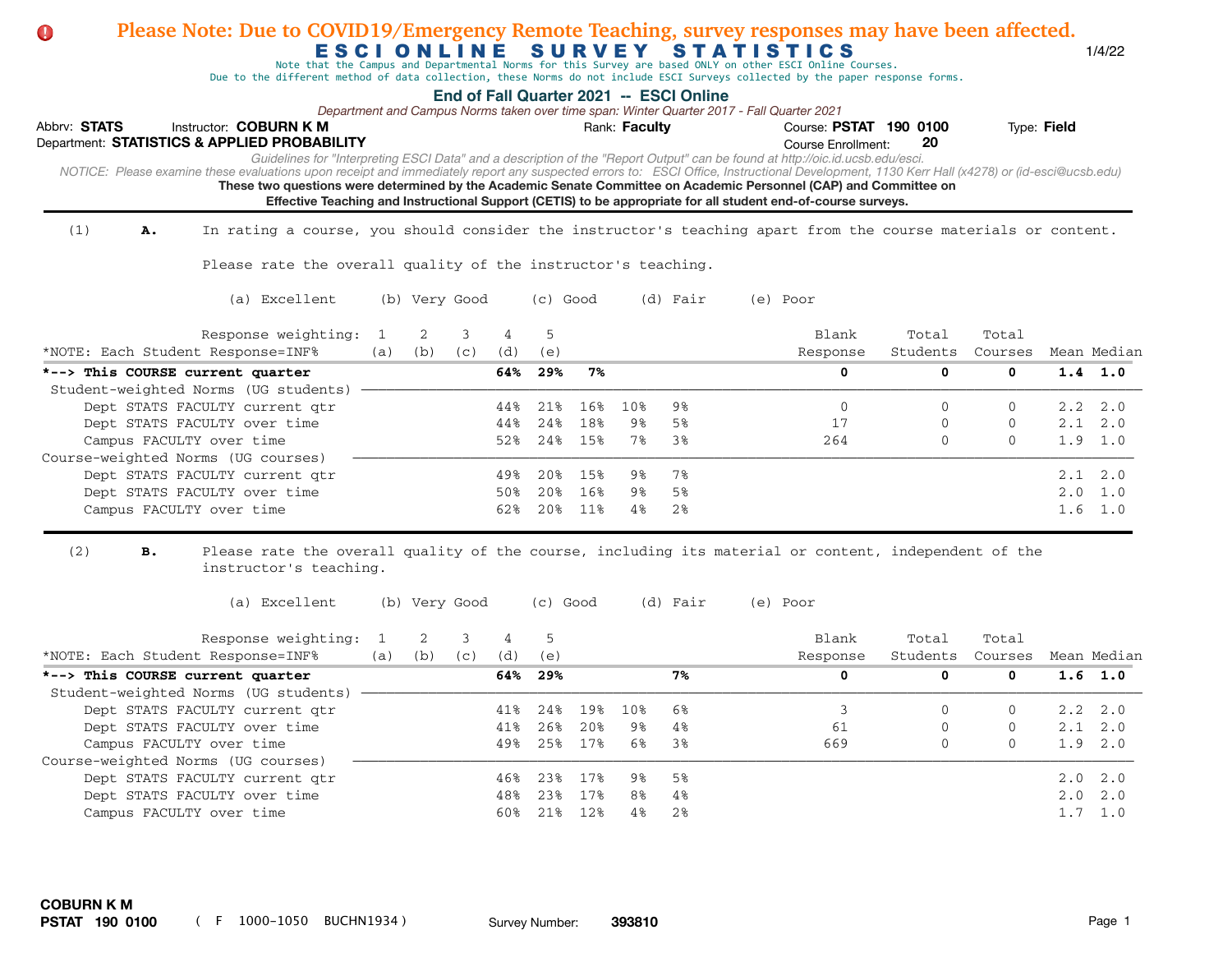**Please Note: Due to COVID19/Emergency Remote Teaching, survey responses may have been affected.**

# ESCI ONLINE SURVEY STATISTICS

1/4/22

Note that the Campus and Departmental Norms for this Survey are based ONLY on other ESCI Online Courses.
Due to the different method of data collection, these Norms do not include ESCI Surveys collected by the paper response forms.

## End of Fall Quarter 2021 -- ESCI Online

*Department and Campus Norms taken over time span: Winter Quarter 2017 - Fall Quarter 2021*

Abbrv: **STATS** Instructor: **COBURN K M** Rank: **Faculty** Course: **PSTAT 190 0100** Type: **Field**

Department: **STATISTICS & APPLIED PROBABILITY** Course Enrollment: **20**

*Guidelines for "Interpreting ESCI Data" and a description of the "Report Output" can be found at http://oic.id.ucsb.edu/esci.*

*NOTICE: Please examine these evaluations upon receipt and immediately report any suspected errors to: ESCI Office, Instructional Development, 1130 Kerr Hall (x4278) or (id-esci@ucsb.edu)*

**These two questions were determined by the Academic Senate Committee on Academic Personnel (CAP) and Committee on Effective Teaching and Instructional Support (CETIS) to be appropriate for all student end-of-course surveys.**

---

(1) **A.** In rating a course, you should consider the instructor's teaching apart from the course materials or content.

Please rate the overall quality of the instructor's teaching.

(a) Excellent (b) Very Good (c) Good (d) Fair (e) Poor

| Response weighting: | 1 | 2 | 3 | 4 | 5 | Blank | Total | Total | | |
|---|---|---|---|---|---|---|---|---|---|---|
| *NOTE: Each Student Response=INF% | (a) | (b) | (c) | (d) | (e) | Response | Students | Courses | Mean | Median |
| ***--> This COURSE current quarter** | **64%** | **29%** | **7%** | | | **0** | **0** | **0** | **1.4** | **1.0** |
| Student-weighted Norms (UG students) | | | | | | | | | | |
| Dept STATS FACULTY current qtr | 44% | 21% | 16% | 10% | 9% | 0 | 0 | 0 | 2.2 | 2.0 |
| Dept STATS FACULTY over time | 44% | 24% | 18% | 9% | 5% | 17 | 0 | 0 | 2.1 | 2.0 |
| Campus FACULTY over time | 52% | 24% | 15% | 7% | 3% | 264 | 0 | 0 | 1.9 | 1.0 |
| Course-weighted Norms (UG courses) | | | | | | | | | | |
| Dept STATS FACULTY current qtr | 49% | 20% | 15% | 9% | 7% | | | | 2.1 | 2.0 |
| Dept STATS FACULTY over time | 50% | 20% | 16% | 9% | 5% | | | | 2.0 | 1.0 |
| Campus FACULTY over time | 62% | 20% | 11% | 4% | 2% | | | | 1.6 | 1.0 |

---

(2) **B.** Please rate the overall quality of the course, including its material or content, independent of the instructor's teaching.

(a) Excellent (b) Very Good (c) Good (d) Fair (e) Poor

| Response weighting: | 1 | 2 | 3 | 4 | 5 | Blank | Total | Total | | |
|---|---|---|---|---|---|---|---|---|---|---|
| *NOTE: Each Student Response=INF% | (a) | (b) | (c) | (d) | (e) | Response | Students | Courses | Mean | Median |
| ***--> This COURSE current quarter** | **64%** | **29%** | | | **7%** | **0** | **0** | **0** | **1.6** | **1.0** |
| Student-weighted Norms (UG students) | | | | | | | | | | |
| Dept STATS FACULTY current qtr | 41% | 24% | 19% | 10% | 6% | 3 | 0 | 0 | 2.2 | 2.0 |
| Dept STATS FACULTY over time | 41% | 26% | 20% | 9% | 4% | 61 | 0 | 0 | 2.1 | 2.0 |
| Campus FACULTY over time | 49% | 25% | 17% | 6% | 3% | 669 | 0 | 0 | 1.9 | 2.0 |
| Course-weighted Norms (UG courses) | | | | | | | | | | |
| Dept STATS FACULTY current qtr | 46% | 23% | 17% | 9% | 5% | | | | 2.0 | 2.0 |
| Dept STATS FACULTY over time | 48% | 23% | 17% | 8% | 4% | | | | 2.0 | 2.0 |
| Campus FACULTY over time | 60% | 21% | 12% | 4% | 2% | | | | 1.7 | 1.0 |

**COBURN K M**
**PSTAT 190 0100** ( F 1000-1050 BUCHN1934 ) Survey Number: **393810**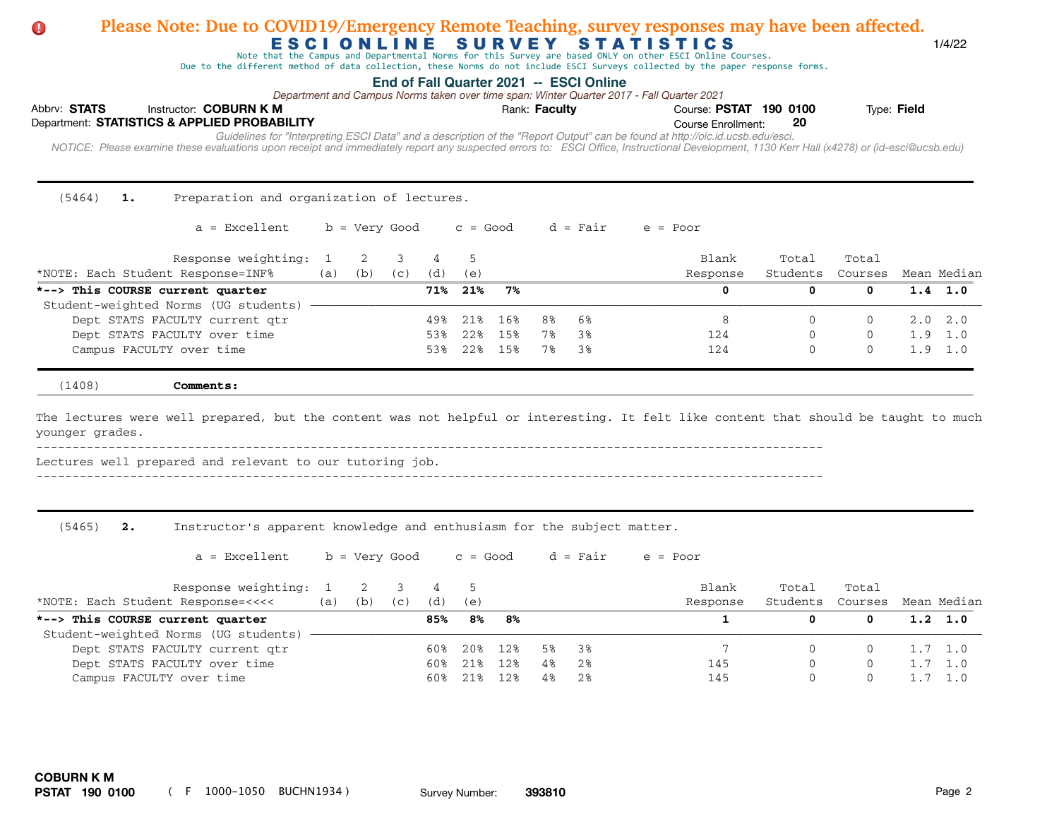(5464) **1.** Preparation and organization of lectures.

a = Excellent b = Very Good c = Good d = Fair e = Poor

| Response weighting: | 1 (a) | 2 (b) | 3 (c) | 4 (d) | 5 (e) | | | | Blank Response | Total Students | Total Courses | Mean | Median |
|---|---|---|---|---|---|---|---|---|---|---|---|---|---|
| *NOTE: Each Student Response=INF% | | | | | | | | | | | | | |
| ***--> This COURSE current quarter** | | | | **71%** | **21%** | **7%** | | | **0** | **0** | **0** | **1.4** | **1.0** |
| Student-weighted Norms (UG students) | | | | | | | | | | | | | |
| Dept STATS FACULTY current qtr | | | | 49% | 21% | 16% | 8% | 6% | 8 | 0 | 0 | 2.0 | 2.0 |
| Dept STATS FACULTY over time | | | | 53% | 22% | 15% | 7% | 3% | 124 | 0 | 0 | 1.9 | 1.0 |
| Campus FACULTY over time | | | | 53% | 22% | 15% | 7% | 3% | 124 | 0 | 0 | 1.9 | 1.0 |

(1408) **Comments:**

The lectures were well prepared, but the content was not helpful or interesting. It felt like content that should be taught to much younger grades.

---

Lectures well prepared and relevant to our tutoring job.

---

(5465) **2.** Instructor's apparent knowledge and enthusiasm for the subject matter.

a = Excellent b = Very Good c = Good d = Fair e = Poor

| Response weighting: | 1 (a) | 2 (b) | 3 (c) | 4 (d) | 5 (e) | | | | Blank Response | Total Students | Total Courses | Mean | Median |
|---|---|---|---|---|---|---|---|---|---|---|---|---|---|
| *NOTE: Each Student Response=<<<< | | | | | | | | | | | | | |
| ***--> This COURSE current quarter** | | | | **85%** | **8%** | **8%** | | | **1** | **0** | **0** | **1.2** | **1.0** |
| Student-weighted Norms (UG students) | | | | | | | | | | | | | |
| Dept STATS FACULTY current qtr | | | | 60% | 20% | 12% | 5% | 3% | 7 | 0 | 0 | 1.7 | 1.0 |
| Dept STATS FACULTY over time | | | | 60% | 21% | 12% | 4% | 2% | 145 | 0 | 0 | 1.7 | 1.0 |
| Campus FACULTY over time | | | | 60% | 21% | 12% | 4% | 2% | 145 | 0 | 0 | 1.7 | 1.0 |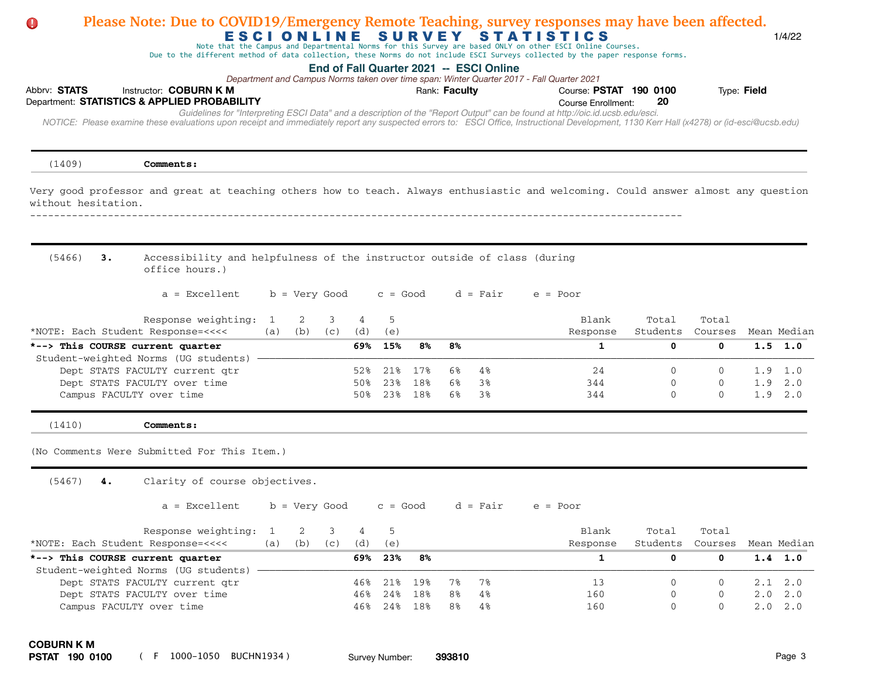| (1409) | **Comments:** |
|---|---|

Very good professor and great at teaching others how to teach. Always enthusiastic and welcoming. Could answer almost any question without hesitation.

---

(5466) **3.** Accessibility and helpfulness of the instructor outside of class (during office hours.)

a = Excellent  b = Very Good  c = Good  d = Fair  e = Poor

| Response weighting: | 1 (a) | 2 (b) | 3 (c) | 4 (d) | 5 (e) | Blank Response | Total Students | Total Courses | Mean | Median |
|---|---|---|---|---|---|---|---|---|---|---|
| ***--> This COURSE current quarter** | **69%** | **15%** | **8%** | **8%** | | **1** | **0** | **0** | **1.5** | **1.0** |
| Student-weighted Norms (UG students) | | | | | | | | | | |
| Dept STATS FACULTY current qtr | 52% | 21% | 17% | 6% | 4% | 24 | 0 | 0 | 1.9 | 1.0 |
| Dept STATS FACULTY over time | 50% | 23% | 18% | 6% | 3% | 344 | 0 | 0 | 1.9 | 2.0 |
| Campus FACULTY over time | 50% | 23% | 18% | 6% | 3% | 344 | 0 | 0 | 1.9 | 2.0 |

*NOTE: Each Student Response=<<<<

| (1410) | **Comments:** |
|---|---|

(No Comments Were Submitted For This Item.)

---

(5467) **4.** Clarity of course objectives.

a = Excellent  b = Very Good  c = Good  d = Fair  e = Poor

| Response weighting: | 1 (a) | 2 (b) | 3 (c) | 4 (d) | 5 (e) | Blank Response | Total Students | Total Courses | Mean | Median |
|---|---|---|---|---|---|---|---|---|---|---|
| ***--> This COURSE current quarter** | **69%** | **23%** | **8%** | | | **1** | **0** | **0** | **1.4** | **1.0** |
| Student-weighted Norms (UG students) | | | | | | | | | | |
| Dept STATS FACULTY current qtr | 46% | 21% | 19% | 7% | 7% | 13 | 0 | 0 | 2.1 | 2.0 |
| Dept STATS FACULTY over time | 46% | 24% | 18% | 8% | 4% | 160 | 0 | 0 | 2.0 | 2.0 |
| Campus FACULTY over time | 46% | 24% | 18% | 8% | 4% | 160 | 0 | 0 | 2.0 | 2.0 |

*NOTE: Each Student Response=<<<<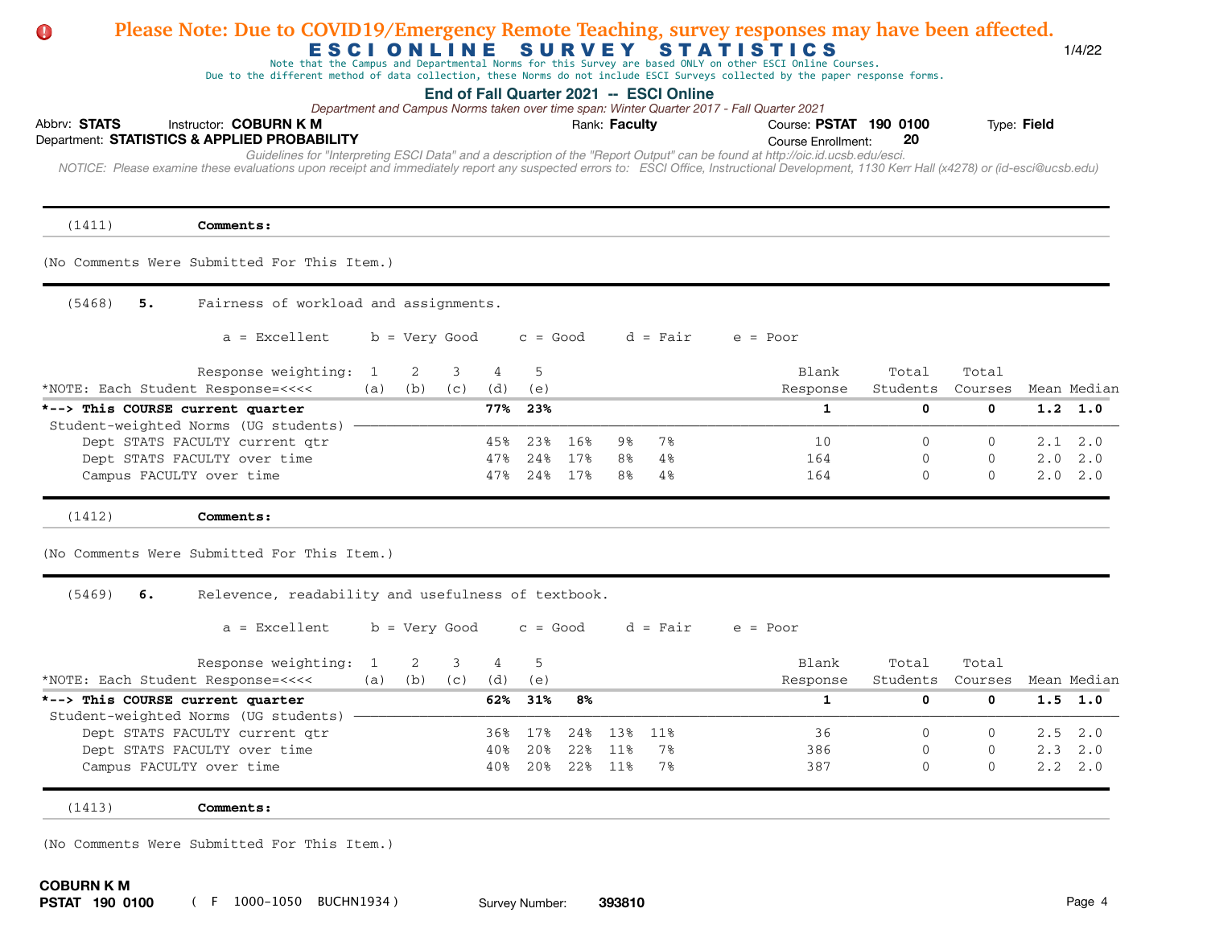| (1411) | **Comments:** |
|---|---|

(No Comments Were Submitted For This Item.)

---

(5468) **5.** Fairness of workload and assignments.

a = Excellent  b = Very Good  c = Good  d = Fair  e = Poor

| Response weighting: *NOTE: Each Student Response=<<<< | 1 (a) | 2 (b) | 3 (c) | 4 (d) | 5 (e) | Blank Response | Total Students | Total Courses | Mean | Median |
|---|---|---|---|---|---|---|---|---|---|---|
| ***--> This COURSE current quarter** | **77%** | **23%** | | | | **1** | **0** | **0** | **1.2** | **1.0** |
| Student-weighted Norms (UG students) | | | | | | | | | | |
| Dept STATS FACULTY current qtr | 45% | 23% | 16% | 9% | 7% | 10 | 0 | 0 | 2.1 | 2.0 |
| Dept STATS FACULTY over time | 47% | 24% | 17% | 8% | 4% | 164 | 0 | 0 | 2.0 | 2.0 |
| Campus FACULTY over time | 47% | 24% | 17% | 8% | 4% | 164 | 0 | 0 | 2.0 | 2.0 |

| (1412) | **Comments:** |
|---|---|

(No Comments Were Submitted For This Item.)

---

(5469) **6.** Relevence, readability and usefulness of textbook.

a = Excellent  b = Very Good  c = Good  d = Fair  e = Poor

| Response weighting: *NOTE: Each Student Response=<<<< | 1 (a) | 2 (b) | 3 (c) | 4 (d) | 5 (e) | Blank Response | Total Students | Total Courses | Mean | Median |
|---|---|---|---|---|---|---|---|---|---|---|
| ***--> This COURSE current quarter** | **62%** | **31%** | **8%** | | | **1** | **0** | **0** | **1.5** | **1.0** |
| Student-weighted Norms (UG students) | | | | | | | | | | |
| Dept STATS FACULTY current qtr | 36% | 17% | 24% | 13% | 11% | 36 | 0 | 0 | 2.5 | 2.0 |
| Dept STATS FACULTY over time | 40% | 20% | 22% | 11% | 7% | 386 | 0 | 0 | 2.3 | 2.0 |
| Campus FACULTY over time | 40% | 20% | 22% | 11% | 7% | 387 | 0 | 0 | 2.2 | 2.0 |

| (1413) | **Comments:** |
|---|---|

(No Comments Were Submitted For This Item.)